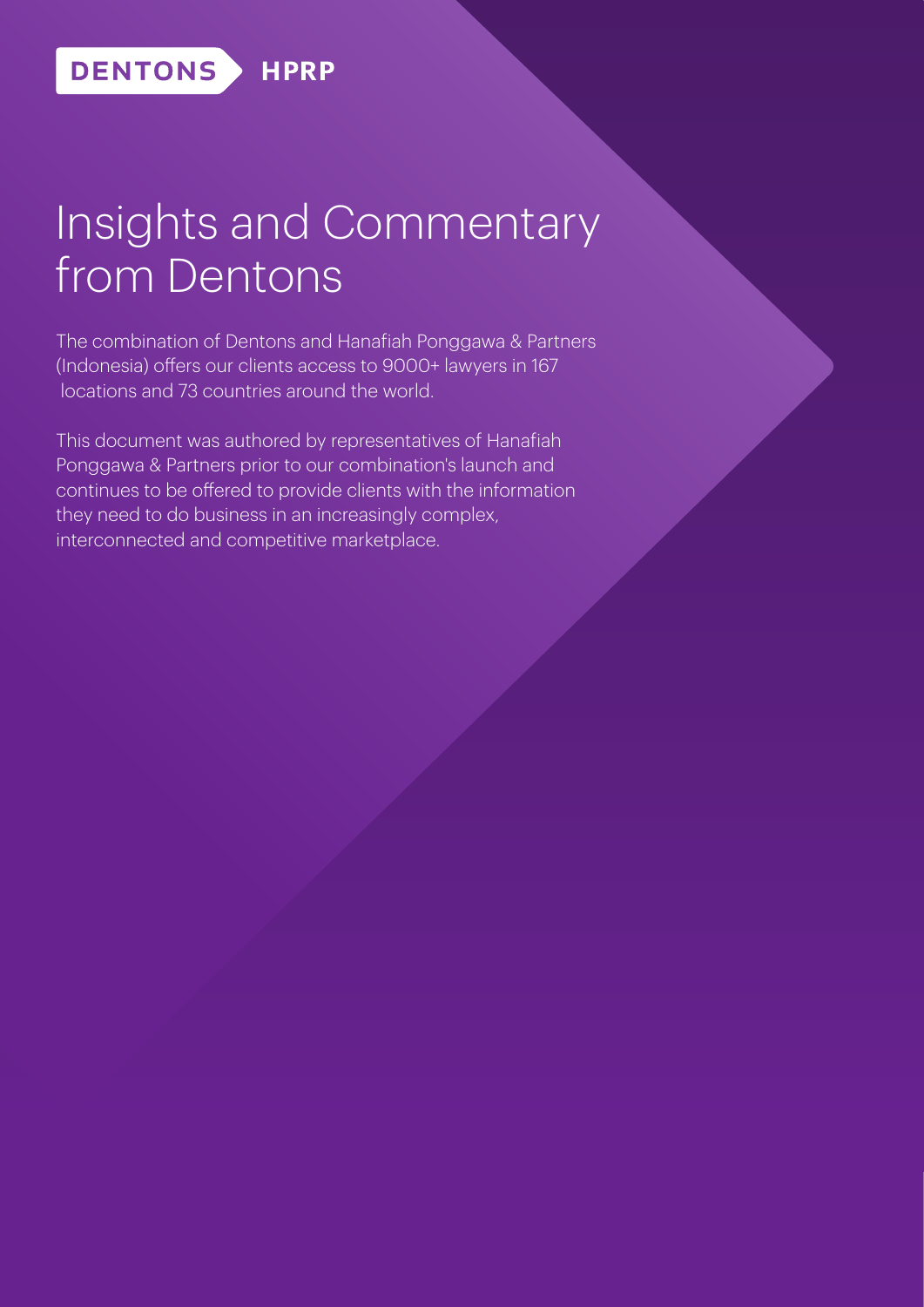**DENTONS** **HPRP**

# Insights and Commentary from Dentons

The combination of Dentons and Hanafiah Ponggawa & Partners (Indonesia) offers our clients access to 9000+ lawyers in 167 locations and 73 countries around the world.

This document was authored by representatives of Hanafiah Ponggawa & Partners prior to our combination's launch and continues to be offered to provide clients with the information they need to do business in an increasingly complex, interconnected and competitive marketplace.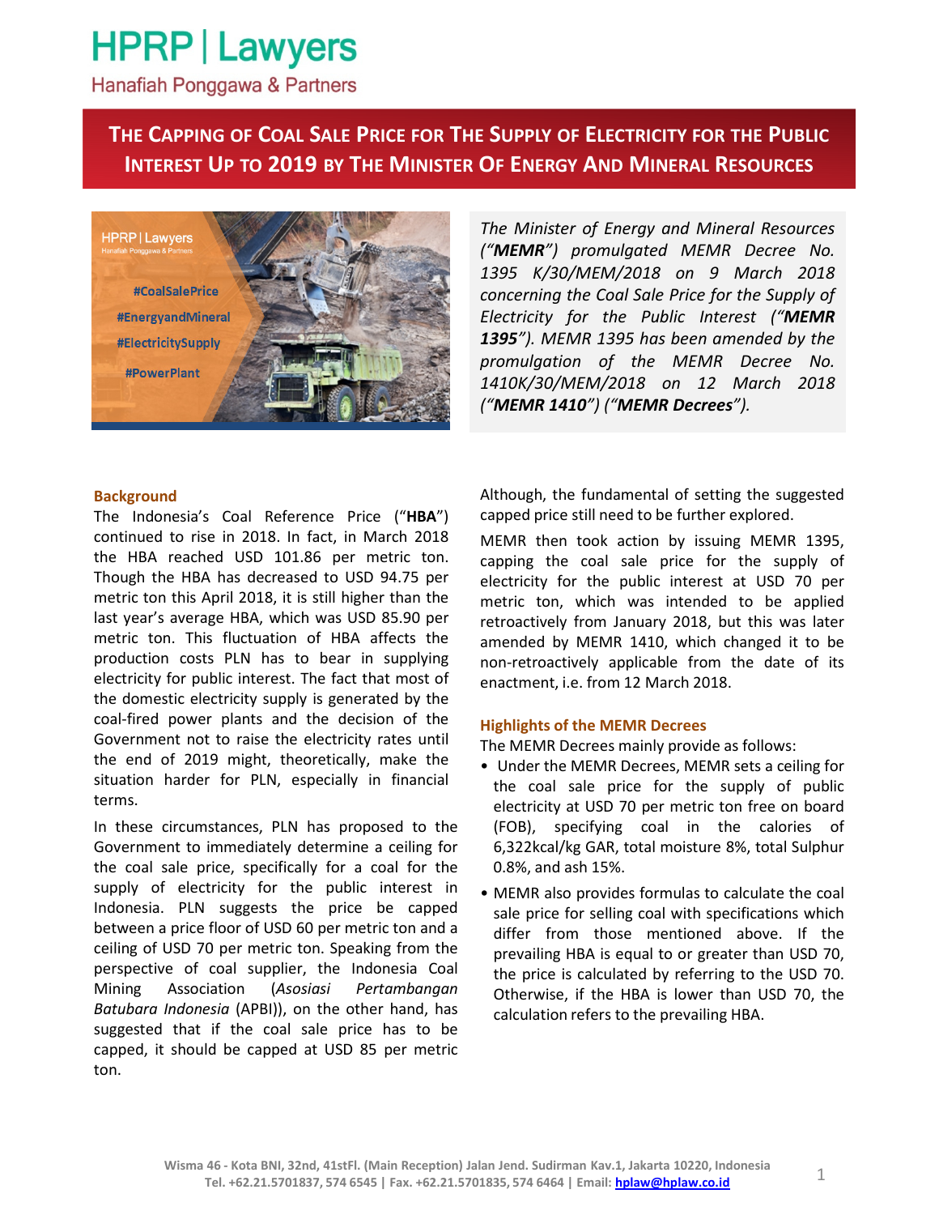# HPRP | Lawyers

Hanafiah Ponggawa & Partners

## The Capping of Coal Sale Price for The Supply of Electricity for the Public Interest Up to 2019 by The Minister Of Energy And Mineral Resources

*The Minister of Energy and Mineral Resources ("**MEMR**") promulgated MEMR Decree No. 1395 K/30/MEM/2018 on 9 March 2018 concerning the Coal Sale Price for the Supply of Electricity for the Public Interest ("**MEMR 1395**"). MEMR 1395 has been amended by the promulgation of the MEMR Decree No. 1410K/30/MEM/2018 on 12 March 2018 ("**MEMR 1410**") ("**MEMR Decrees**").*

### Background

The Indonesia's Coal Reference Price ("**HBA**") continued to rise in 2018. In fact, in March 2018 the HBA reached USD 101.86 per metric ton. Though the HBA has decreased to USD 94.75 per metric ton this April 2018, it is still higher than the last year's average HBA, which was USD 85.90 per metric ton. This fluctuation of HBA affects the production costs PLN has to bear in supplying electricity for public interest. The fact that most of the domestic electricity supply is generated by the coal-fired power plants and the decision of the Government not to raise the electricity rates until the end of 2019 might, theoretically, make the situation harder for PLN, especially in financial terms.

In these circumstances, PLN has proposed to the Government to immediately determine a ceiling for the coal sale price, specifically for a coal for the supply of electricity for the public interest in Indonesia. PLN suggests the price be capped between a price floor of USD 60 per metric ton and a ceiling of USD 70 per metric ton. Speaking from the perspective of coal supplier, the Indonesia Coal Mining Association (*Asosiasi Pertambangan Batubara Indonesia* (APBI)), on the other hand, has suggested that if the coal sale price has to be capped, it should be capped at USD 85 per metric ton.

Although, the fundamental of setting the suggested capped price still need to be further explored.

MEMR then took action by issuing MEMR 1395, capping the coal sale price for the supply of electricity for the public interest at USD 70 per metric ton, which was intended to be applied retroactively from January 2018, but this was later amended by MEMR 1410, which changed it to be non-retroactively applicable from the date of its enactment, i.e. from 12 March 2018.

### Highlights of the MEMR Decrees

The MEMR Decrees mainly provide as follows:

- Under the MEMR Decrees, MEMR sets a ceiling for the coal sale price for the supply of public electricity at USD 70 per metric ton free on board (FOB), specifying coal in the calories of 6,322kcal/kg GAR, total moisture 8%, total Sulphur 0.8%, and ash 15%.
- MEMR also provides formulas to calculate the coal sale price for selling coal with specifications which differ from those mentioned above. If the prevailing HBA is equal to or greater than USD 70, the price is calculated by referring to the USD 70. Otherwise, if the HBA is lower than USD 70, the calculation refers to the prevailing HBA.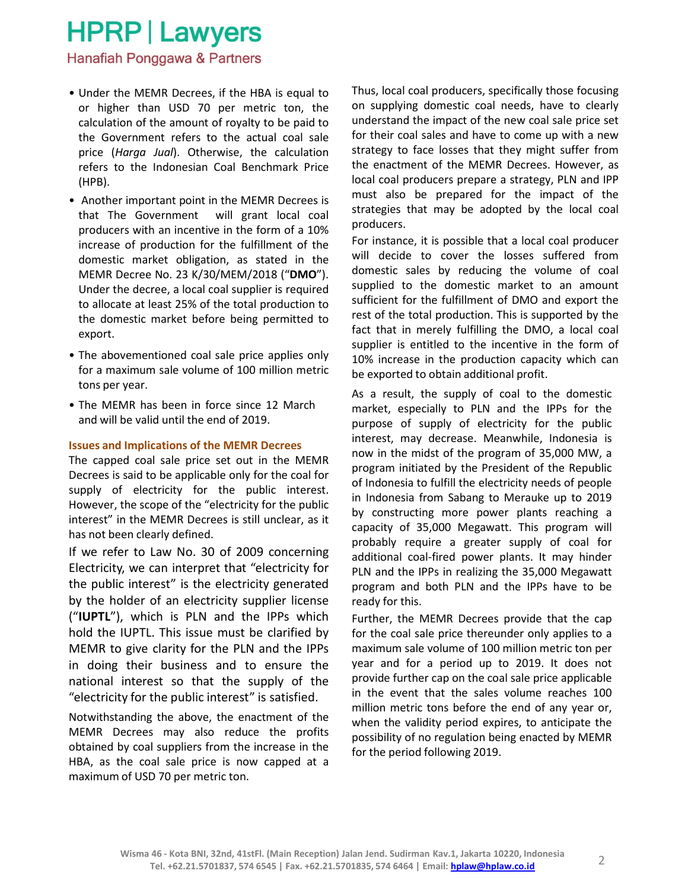- Under the MEMR Decrees, if the HBA is equal to or higher than USD 70 per metric ton, the calculation of the amount of royalty to be paid to the Government refers to the actual coal sale price (*Harga Jual*). Otherwise, the calculation refers to the Indonesian Coal Benchmark Price (HPB).
- Another important point in the MEMR Decrees is that The Government will grant local coal producers with an incentive in the form of a 10% increase of production for the fulfillment of the domestic market obligation, as stated in the MEMR Decree No. 23 K/30/MEM/2018 ("**DMO**"). Under the decree, a local coal supplier is required to allocate at least 25% of the total production to the domestic market before being permitted to export.
- The abovementioned coal sale price applies only for a maximum sale volume of 100 million metric tons per year.
- The MEMR has been in force since 12 March and will be valid until the end of 2019.

## Issues and Implications of the MEMR Decrees

The capped coal sale price set out in the MEMR Decrees is said to be applicable only for the coal for supply of electricity for the public interest. However, the scope of the "electricity for the public interest" in the MEMR Decrees is still unclear, as it has not been clearly defined.

If we refer to Law No. 30 of 2009 concerning Electricity, we can interpret that "electricity for the public interest" is the electricity generated by the holder of an electricity supplier license ("**IUPTL**"), which is PLN and the IPPs which hold the IUPTL. This issue must be clarified by MEMR to give clarity for the PLN and the IPPs in doing their business and to ensure the national interest so that the supply of the "electricity for the public interest" is satisfied.

Notwithstanding the above, the enactment of the MEMR Decrees may also reduce the profits obtained by coal suppliers from the increase in the HBA, as the coal sale price is now capped at a maximum of USD 70 per metric ton.

Thus, local coal producers, specifically those focusing on supplying domestic coal needs, have to clearly understand the impact of the new coal sale price set for their coal sales and have to come up with a new strategy to face losses that they might suffer from the enactment of the MEMR Decrees. However, as local coal producers prepare a strategy, PLN and IPP must also be prepared for the impact of the strategies that may be adopted by the local coal producers.

For instance, it is possible that a local coal producer will decide to cover the losses suffered from domestic sales by reducing the volume of coal supplied to the domestic market to an amount sufficient for the fulfillment of DMO and export the rest of the total production. This is supported by the fact that in merely fulfilling the DMO, a local coal supplier is entitled to the incentive in the form of 10% increase in the production capacity which can be exported to obtain additional profit.

As a result, the supply of coal to the domestic market, especially to PLN and the IPPs for the purpose of supply of electricity for the public interest, may decrease. Meanwhile, Indonesia is now in the midst of the program of 35,000 MW, a program initiated by the President of the Republic of Indonesia to fulfill the electricity needs of people in Indonesia from Sabang to Merauke up to 2019 by constructing more power plants reaching a capacity of 35,000 Megawatt. This program will probably require a greater supply of coal for additional coal-fired power plants. It may hinder PLN and the IPPs in realizing the 35,000 Megawatt program and both PLN and the IPPs have to be ready for this.

Further, the MEMR Decrees provide that the cap for the coal sale price thereunder only applies to a maximum sale volume of 100 million metric ton per year and for a period up to 2019. It does not provide further cap on the coal sale price applicable in the event that the sales volume reaches 100 million metric tons before the end of any year or, when the validity period expires, to anticipate the possibility of no regulation being enacted by MEMR for the period following 2019.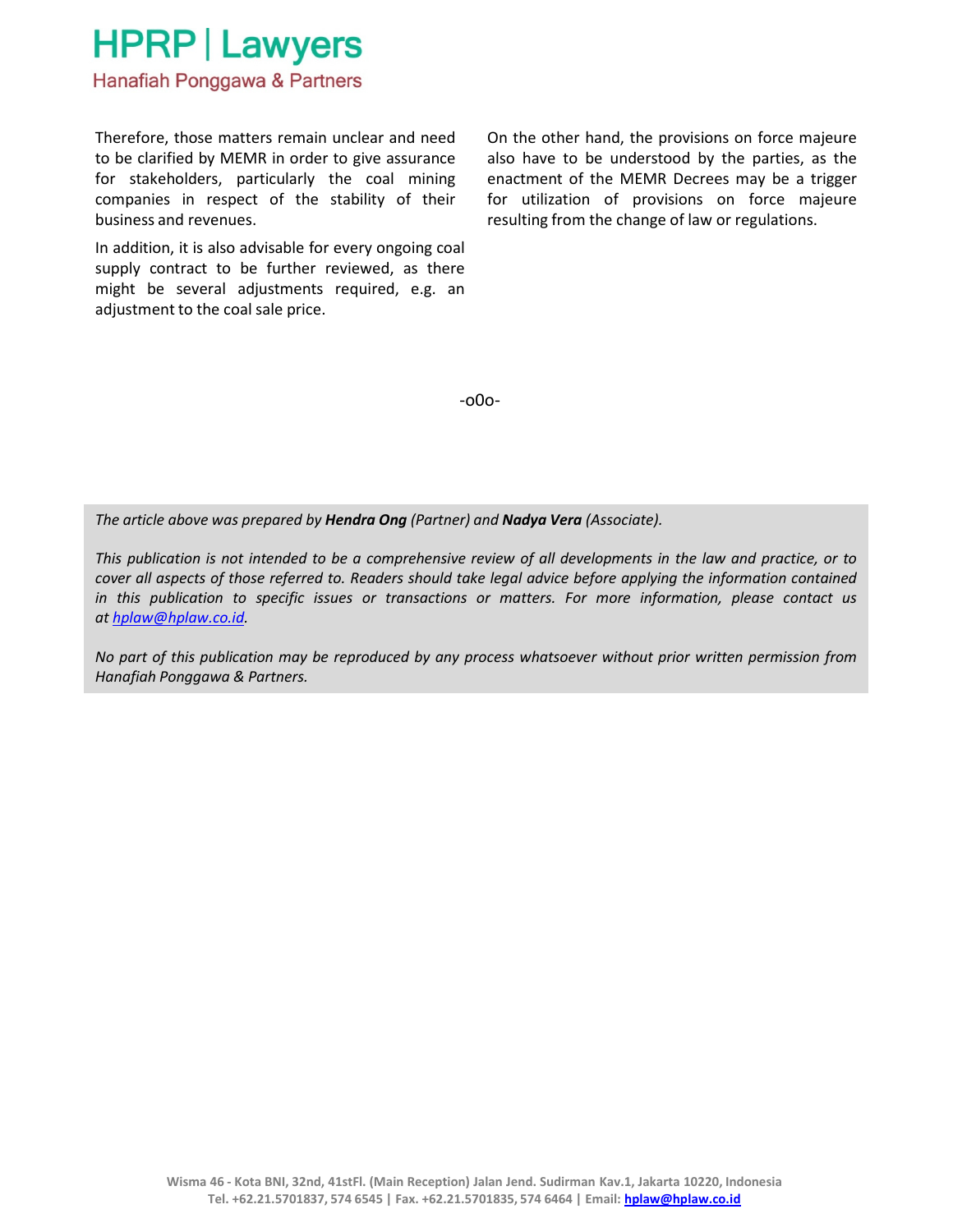Therefore, those matters remain unclear and need to be clarified by MEMR in order to give assurance for stakeholders, particularly the coal mining companies in respect of the stability of their business and revenues.

In addition, it is also advisable for every ongoing coal supply contract to be further reviewed, as there might be several adjustments required, e.g. an adjustment to the coal sale price.

On the other hand, the provisions on force majeure also have to be understood by the parties, as the enactment of the MEMR Decrees may be a trigger for utilization of provisions on force majeure resulting from the change of law or regulations.

-o0o-

*The article above was prepared by **Hendra Ong** (Partner) and **Nadya Vera** (Associate).*

*This publication is not intended to be a comprehensive review of all developments in the law and practice, or to cover all aspects of those referred to. Readers should take legal advice before applying the information contained in this publication to specific issues or transactions or matters. For more information, please contact us at hplaw@hplaw.co.id.*

*No part of this publication may be reproduced by any process whatsoever without prior written permission from Hanafiah Ponggawa & Partners.*